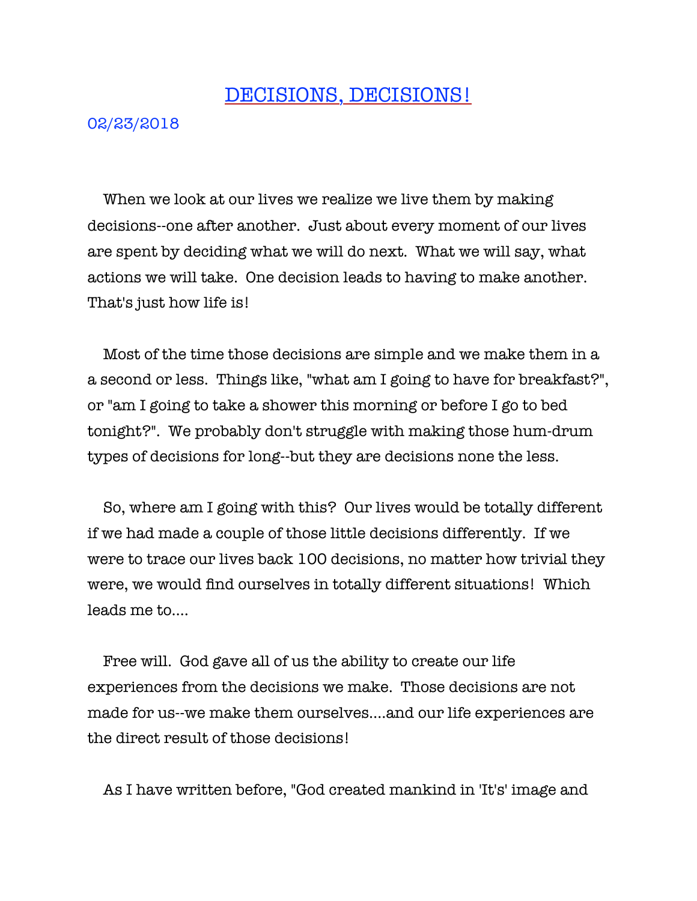# DECISIONS, DECISIONS!

02/23/2018

When we look at our lives we realize we live them by making decisions--one after another. Just about every moment of our lives are spent by deciding what we will do next. What we will say, what actions we will take. One decision leads to having to make another. That's just how life is!

Most of the time those decisions are simple and we make them in a a second or less. Things like, "what am I going to have for breakfast?", or "am I going to take a shower this morning or before I go to bed tonight?". We probably don't struggle with making those hum-drum types of decisions for long--but they are decisions none the less.

So, where am I going with this? Our lives would be totally different if we had made a couple of those little decisions differently. If we were to trace our lives back 100 decisions, no matter how trivial they were, we would find ourselves in totally different situations! Which leads me to....

Free will. God gave all of us the ability to create our life experiences from the decisions we make. Those decisions are not made for us--we make them ourselves....and our life experiences are the direct result of those decisions!

As I have written before, "God created mankind in 'It's' image and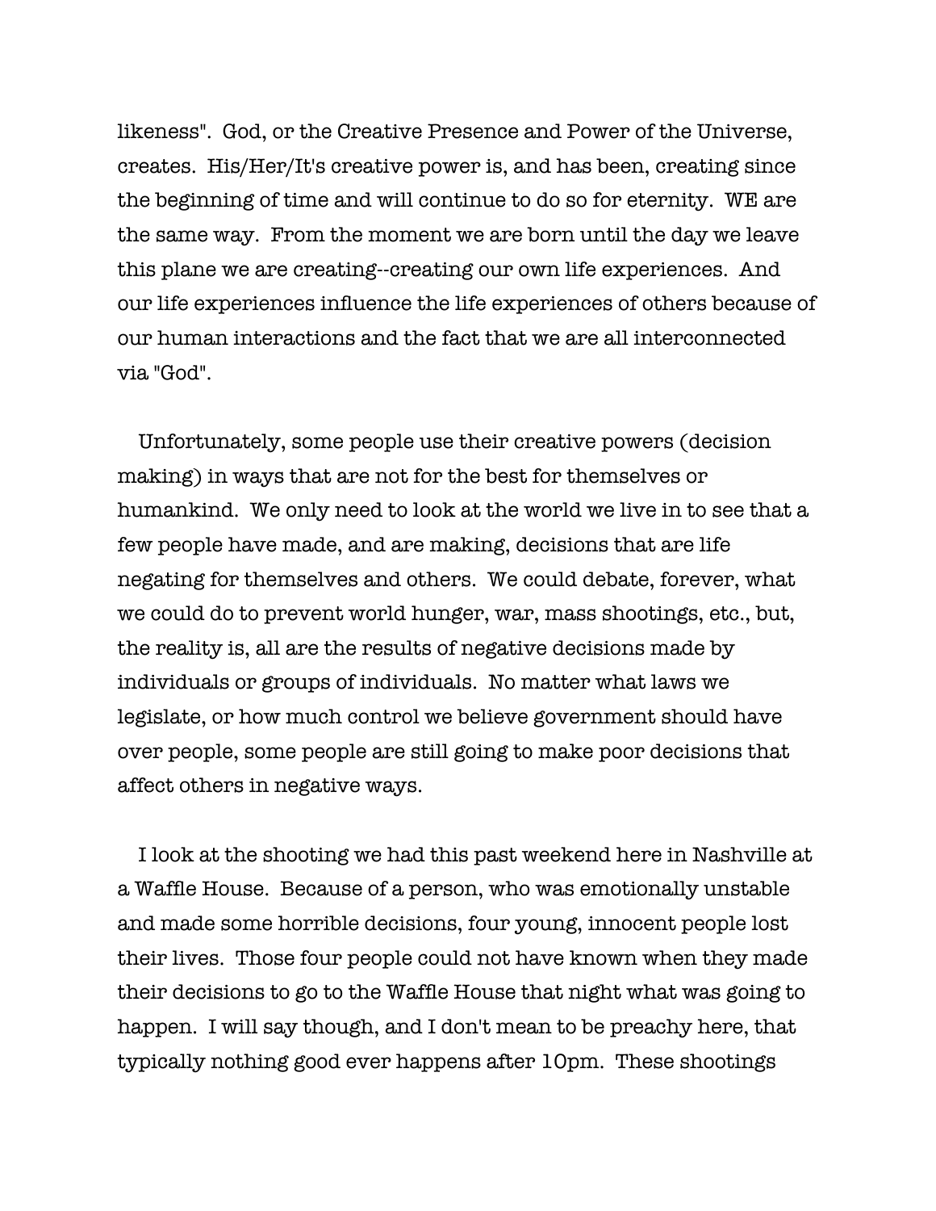likeness". God, or the Creative Presence and Power of the Universe, creates. His/Her/It's creative power is, and has been, creating since the beginning of time and will continue to do so for eternity. WE are the same way. From the moment we are born until the day we leave this plane we are creating--creating our own life experiences. And our life experiences influence the life experiences of others because of our human interactions and the fact that we are all interconnected via "God".

Unfortunately, some people use their creative powers (decision making) in ways that are not for the best for themselves or humankind. We only need to look at the world we live in to see that a few people have made, and are making, decisions that are life negating for themselves and others. We could debate, forever, what we could do to prevent world hunger, war, mass shootings, etc., but, the reality is, all are the results of negative decisions made by individuals or groups of individuals. No matter what laws we legislate, or how much control we believe government should have over people, some people are still going to make poor decisions that affect others in negative ways.

I look at the shooting we had this past weekend here in Nashville at a Waffle House. Because of a person, who was emotionally unstable and made some horrible decisions, four young, innocent people lost their lives. Those four people could not have known when they made their decisions to go to the Waffle House that night what was going to happen. I will say though, and I don't mean to be preachy here, that typically nothing good ever happens after 10pm. These shootings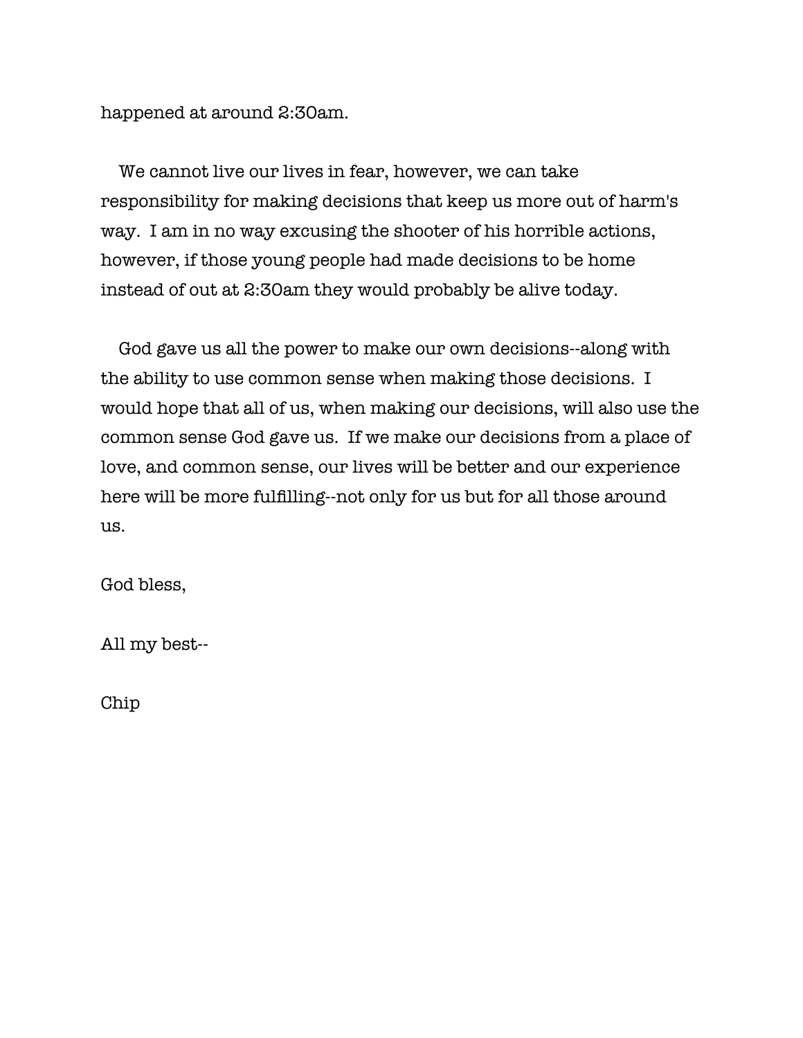happened at around 2:30am.

We cannot live our lives in fear, however, we can take responsibility for making decisions that keep us more out of harm's way. I am in no way excusing the shooter of his horrible actions, however, if those young people had made decisions to be home instead of out at 2:30am they would probably be alive today.

God gave us all the power to make our own decisions--along with the ability to use common sense when making those decisions. I would hope that all of us, when making our decisions, will also use the common sense God gave us. If we make our decisions from a place of love, and common sense, our lives will be better and our experience here will be more fulfilling--not only for us but for all those around us.

God bless,

All my best--

Chip